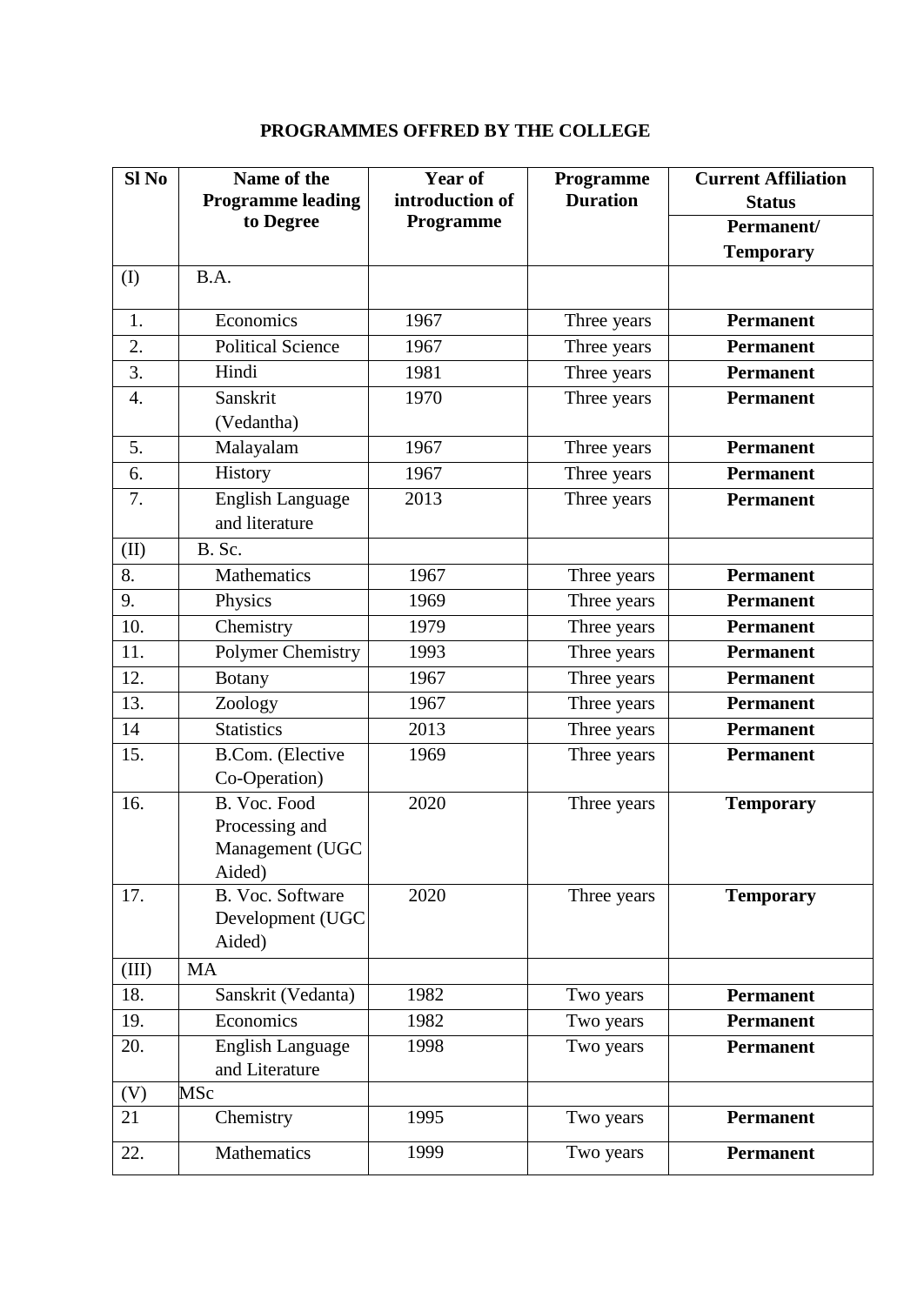## PROGRAMMES OFFRED BY THE COLLEGE

| Sl No | Name of the Programme leading to Degree | Year of introduction of Programme | Programme Duration | Current Affiliation Status |
|---|---|---|---|---|
| | | | | **Permanent/ Temporary** |
| (I) | B.A. | | | |
| 1. | Economics | 1967 | Three years | **Permanent** |
| 2. | Political Science | 1967 | Three years | **Permanent** |
| 3. | Hindi | 1981 | Three years | **Permanent** |
| 4. | Sanskrit (Vedantha) | 1970 | Three years | **Permanent** |
| 5. | Malayalam | 1967 | Three years | **Permanent** |
| 6. | History | 1967 | Three years | **Permanent** |
| 7. | English Language and literature | 2013 | Three years | **Permanent** |
| (II) | B. Sc. | | | |
| 8. | Mathematics | 1967 | Three years | **Permanent** |
| 9. | Physics | 1969 | Three years | **Permanent** |
| 10. | Chemistry | 1979 | Three years | **Permanent** |
| 11. | Polymer Chemistry | 1993 | Three years | **Permanent** |
| 12. | Botany | 1967 | Three years | **Permanent** |
| 13. | Zoology | 1967 | Three years | **Permanent** |
| 14 | Statistics | 2013 | Three years | **Permanent** |
| 15. | B.Com. (Elective Co-Operation) | 1969 | Three years | **Permanent** |
| 16. | B. Voc. Food Processing and Management (UGC Aided) | 2020 | Three years | **Temporary** |
| 17. | B. Voc. Software Development (UGC Aided) | 2020 | Three years | **Temporary** |
| (III) | MA | | | |
| 18. | Sanskrit (Vedanta) | 1982 | Two years | **Permanent** |
| 19. | Economics | 1982 | Two years | **Permanent** |
| 20. | English Language and Literature | 1998 | Two years | **Permanent** |
| (V) | MSc | | | |
| 21 | Chemistry | 1995 | Two years | **Permanent** |
| 22. | Mathematics | 1999 | Two years | **Permanent** |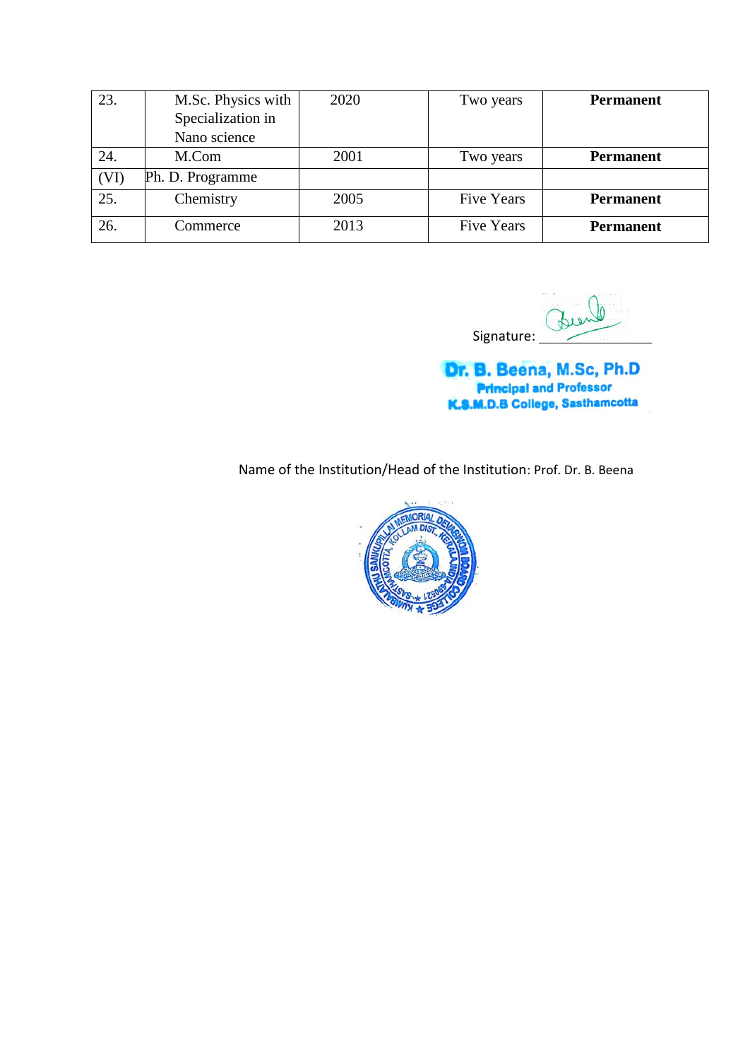| | | | | |
|---|---|---|---|---|
| 23. | M.Sc. Physics with Specialization in Nano science | 2020 | Two years | **Permanent** |
| 24. | M.Com | 2001 | Two years | **Permanent** |
| (VI) | Ph. D. Programme | | | |
| 25. | Chemistry | 2005 | Five Years | **Permanent** |
| 26. | Commerce | 2013 | Five Years | **Permanent** |

Signature: ____________

**Dr. B. Beena, M.Sc, Ph.D**
**Principal and Professor**
**K.S.M.D.B College, Sasthamcotta**

Name of the Institution/Head of the Institution: Prof. Dr. B. Beena

KAMBALATHU SANKUPILLAI MEMORIAL DEVASWOM BOARD COLLEGE, SASTHAMCOTTA, KOLLAM DIST. KERALA INDIA 690521